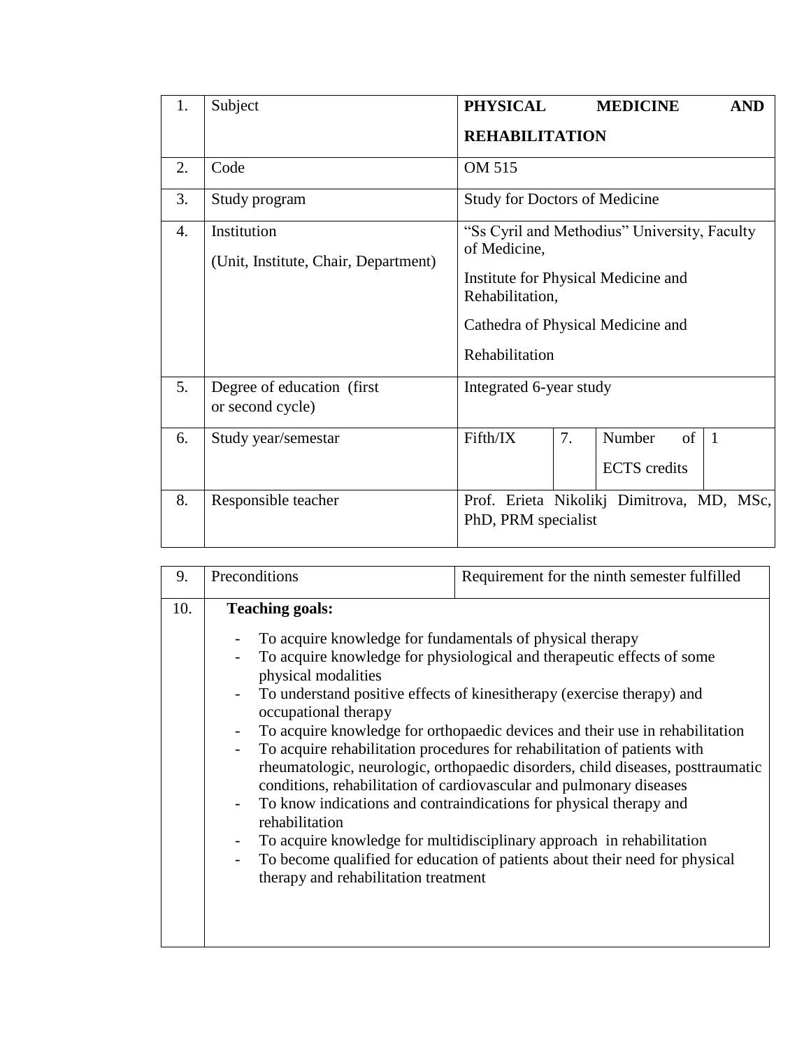| 1. | Subject | **PHYSICAL MEDICINE AND REHABILITATION** | | | |
|---|---|---|---|---|---|
| 2. | Code | OM 515 | | | |
| 3. | Study program | Study for Doctors of Medicine | | | |
| 4. | Institution (Unit, Institute, Chair, Department) | "Ss Cyril and Methodius" University, Faculty of Medicine, Institute for Physical Medicine and Rehabilitation, Cathedra of Physical Medicine and Rehabilitation | | | |
| 5. | Degree of education (first or second cycle) | Integrated 6-year study | | | |
| 6. | Study year/semestar | Fifth/IX | 7. | Number of ECTS credits | 1 |
| 8. | Responsible teacher | Prof. Erieta Nikolikj Dimitrova, MD, MSc, PhD, PRM specialist | | | |

| 9. | Preconditions | Requirement for the ninth semester fulfilled |
|---|---|---|

10. **Teaching goals:**

- To acquire knowledge for fundamentals of physical therapy
- To acquire knowledge for physiological and therapeutic effects of some physical modalities
- To understand positive effects of kinesitherapy (exercise therapy) and occupational therapy
- To acquire knowledge for orthopaedic devices and their use in rehabilitation
- To acquire rehabilitation procedures for rehabilitation of patients with rheumatologic, neurologic, orthopaedic disorders, child diseases, posttraumatic conditions, rehabilitation of cardiovascular and pulmonary diseases
- To know indications and contraindications for physical therapy and rehabilitation
- To acquire knowledge for multidisciplinary approach in rehabilitation
- To become qualified for education of patients about their need for physical therapy and rehabilitation treatment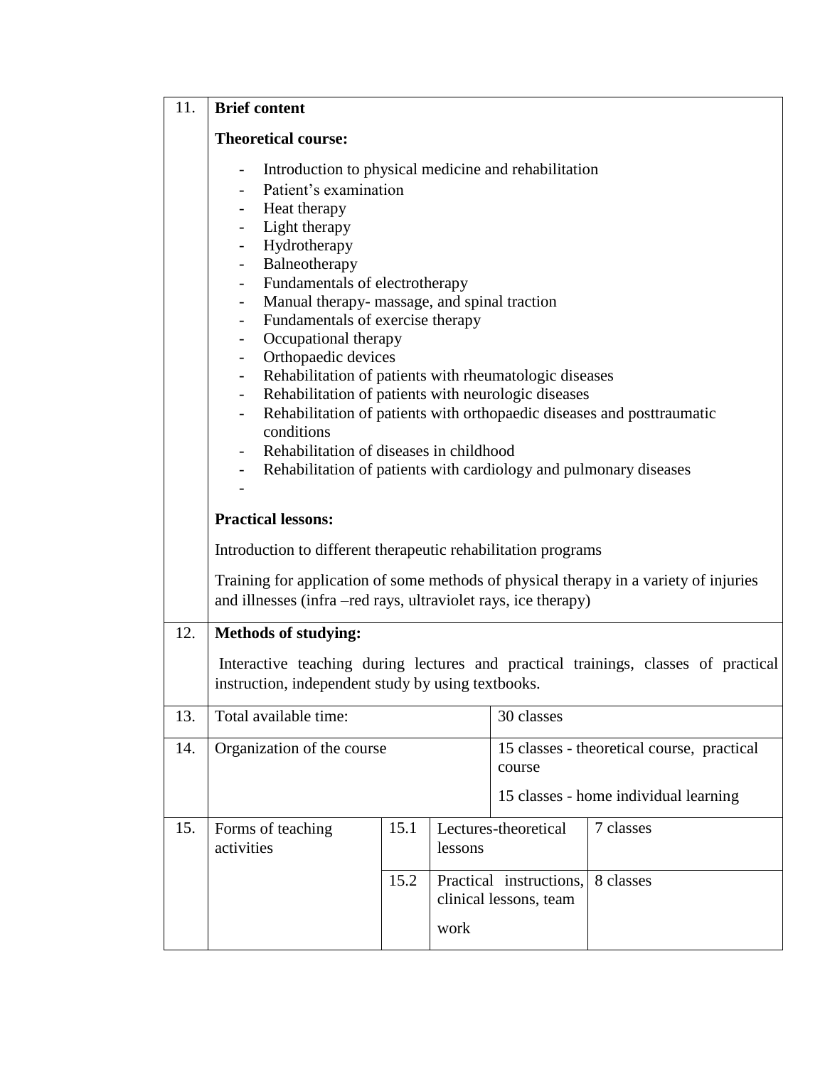| | | | | |
|---|---|---|---|---|
| 11. | **Brief content**<br><br>**Theoretical course:**<br><br>- Introduction to physical medicine and rehabilitation<br>- Patient's examination<br>- Heat therapy<br>- Light therapy<br>- Hydrotherapy<br>- Balneotherapy<br>- Fundamentals of electrotherapy<br>- Manual therapy- massage, and spinal traction<br>- Fundamentals of exercise therapy<br>- Occupational therapy<br>- Orthopaedic devices<br>- Rehabilitation of patients with rheumatologic diseases<br>- Rehabilitation of patients with neurologic diseases<br>- Rehabilitation of patients with orthopaedic diseases and posttraumatic conditions<br>- Rehabilitation of diseases in childhood<br>- Rehabilitation of patients with cardiology and pulmonary diseases<br>-<br><br>**Practical lessons:**<br><br>Introduction to different therapeutic rehabilitation programs<br><br>Training for application of some methods of physical therapy in a variety of injuries and illnesses (infra –red rays, ultraviolet rays, ice therapy) | | | |
| 12. | **Methods of studying:**<br><br>Interactive teaching during lectures and practical trainings, classes of practical instruction, independent study by using textbooks. | | | |
| 13. | Total available time: | | | 30 classes |
| 14. | Organization of the course | | | 15 classes - theoretical course, practical course<br><br>15 classes - home individual learning |
| 15. | Forms of teaching activities | 15.1 | Lectures-theoretical lessons | 7 classes |
| | | 15.2 | Practical instructions, clinical lessons, team work | 8 classes |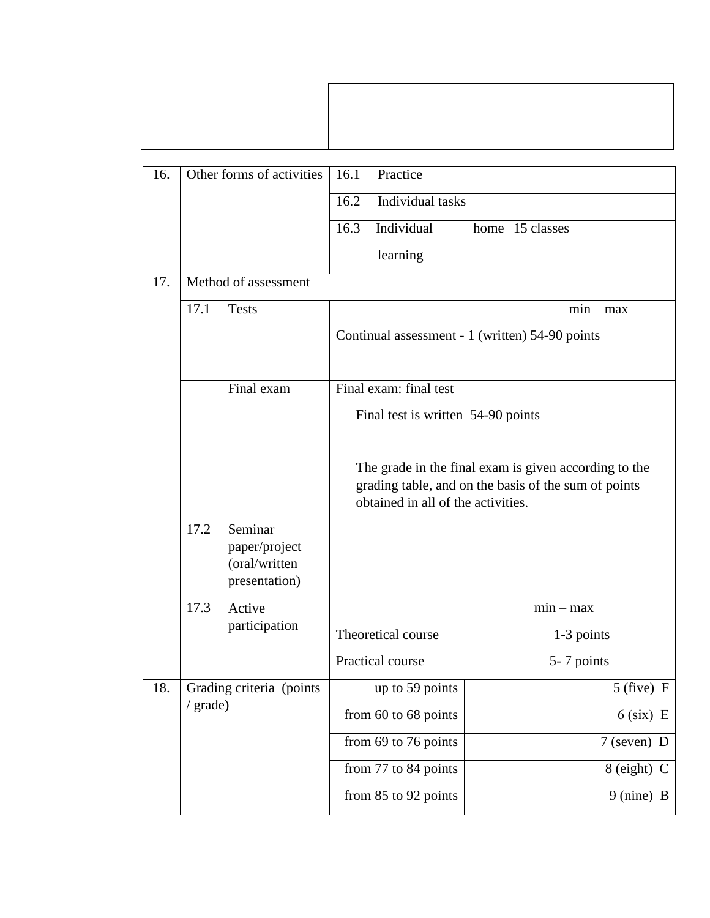| | | | | |
|---|---|---|---|---|
| | | | | |

| | | | | |
|---|---|---|---|---|
| 16. | Other forms of activities | 16.1 | Practice | |
| | | 16.2 | Individual tasks | |
| | | 16.3 | Individual home learning | 15 classes |

| | | | | |
|---|---|---|---|---|
| 17. | Method of assessment | | | |
| | 17.1 | Tests | min – max<br>Continual assessment - 1 (written) 54-90 points | |
| | | Final exam | Final exam: final test<br>Final test is written 54-90 points<br><br>The grade in the final exam is given according to the grading table, and on the basis of the sum of points obtained in all of the activities. | |
| | 17.2 | Seminar paper/project (oral/written presentation) | | |
| | 17.3 | Active participation | min – max<br>Theoretical course 1-3 points<br>Practical course 5- 7 points | |
| 18. | Grading criteria (points / grade) | | up to 59 points | 5 (five) F |
| | | | from 60 to 68 points | 6 (six) E |
| | | | from 69 to 76 points | 7 (seven) D |
| | | | from 77 to 84 points | 8 (eight) C |
| | | | from 85 to 92 points | 9 (nine) B |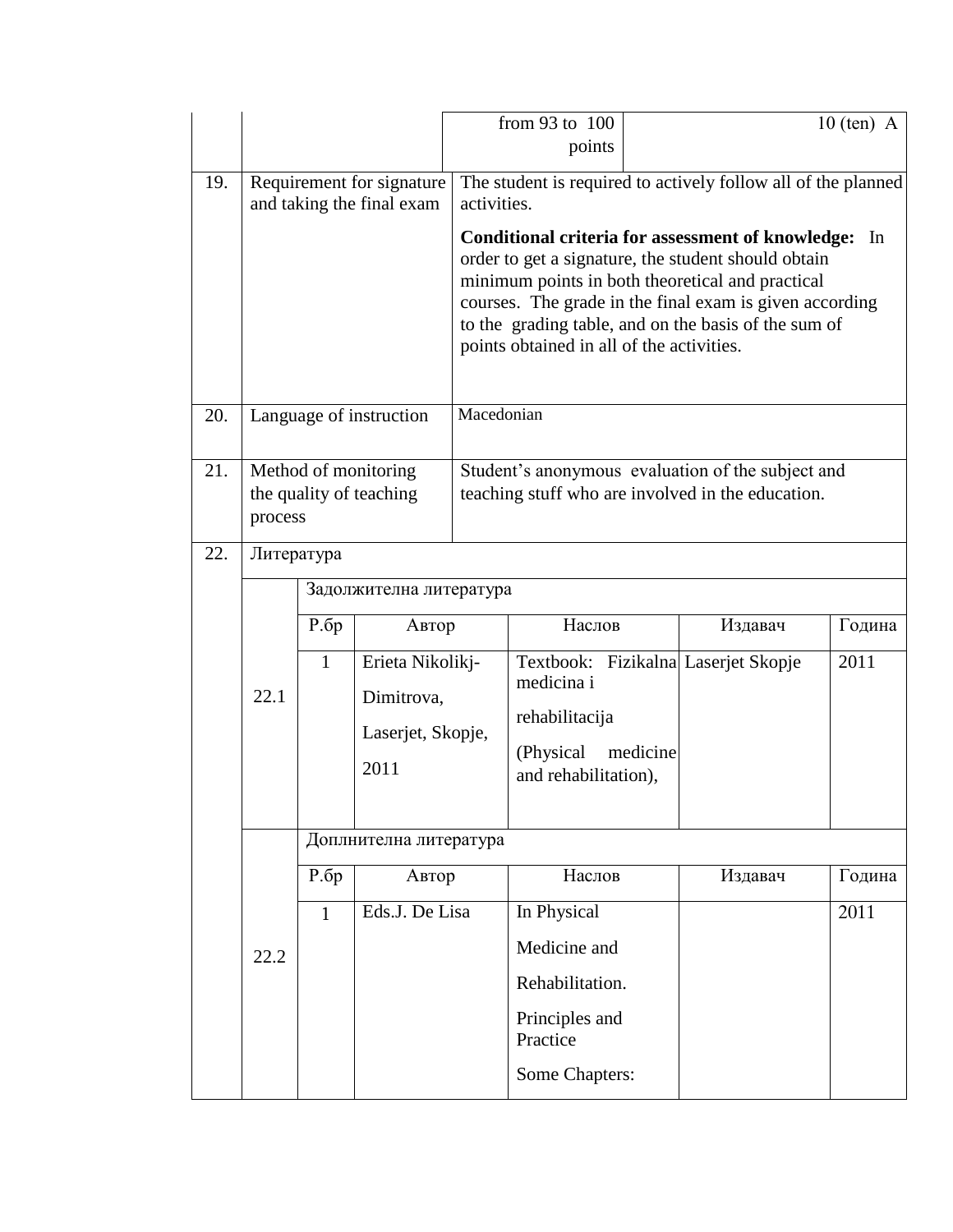|  |  | from 93 to 100 points | 10 (ten) A |
|---|---|---|---|

| 19. | Requirement for signature and taking the final exam | The student is required to actively follow all of the planned activities.<br><br>**Conditional criteria for assessment of knowledge:** In order to get a signature, the student should obtain minimum points in both theoretical and practical courses. The grade in the final exam is given according to the grading table, and on the basis of the sum of points obtained in all of the activities. |
|---|---|---|
| 20. | Language of instruction | Macedonian |
| 21. | Method of monitoring the quality of teaching process | Student's anonymous evaluation of the subject and teaching stuff who are involved in the education. |

| 22. | Литература | | | | |
|---|---|---|---|---|---|
| 22.1 | Задолжителна литература | | | | |
| | Р.бр | Автор | Наслов | Издавач | Година |
| | 1 | Erieta Nikolikj-Dimitrova, Laserjet, Skopje, 2011 | Textbook: Fizikalna medicina i rehabilitacija (Physical medicine and rehabilitation), | Laserjet Skopje | 2011 |
| 22.2 | Доплнителна литература | | | | |
| | Р.бр | Автор | Наслов | Издавач | Година |
| | 1 | Eds.J. De Lisa | In Physical Medicine and Rehabilitation. Principles and Practice Some Chapters: | | 2011 |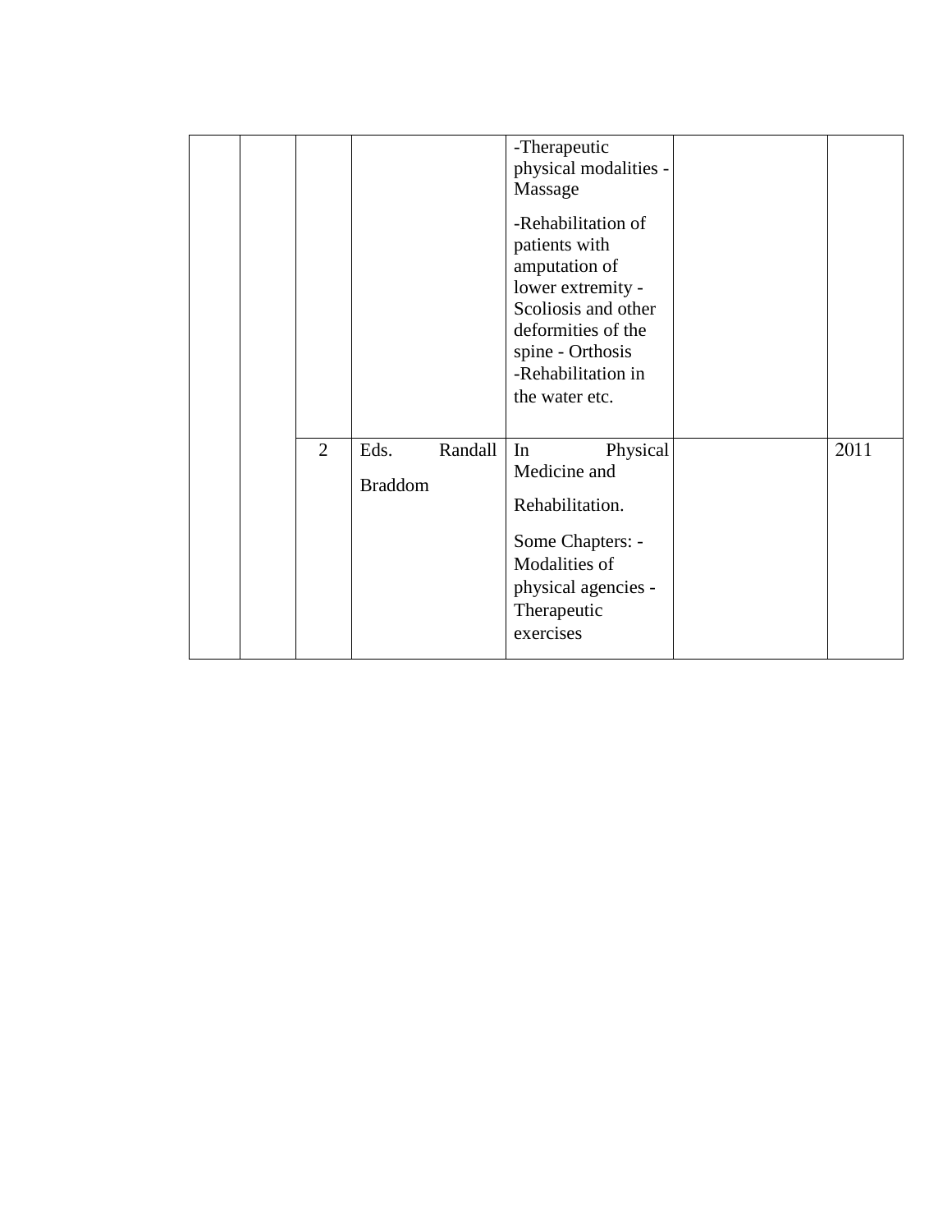| | | | | | | |
|---|---|---|---|---|---|---|
| | | | | -Therapeutic physical modalities - Massage<br><br>-Rehabilitation of patients with amputation of lower extremity - Scoliosis and other deformities of the spine - Orthosis -Rehabilitation in the water etc. | | |
| | | 2 | Eds. Randall Braddom | In Physical Medicine and Rehabilitation.<br><br>Some Chapters: - Modalities of physical agencies - Therapeutic exercises | | 2011 |